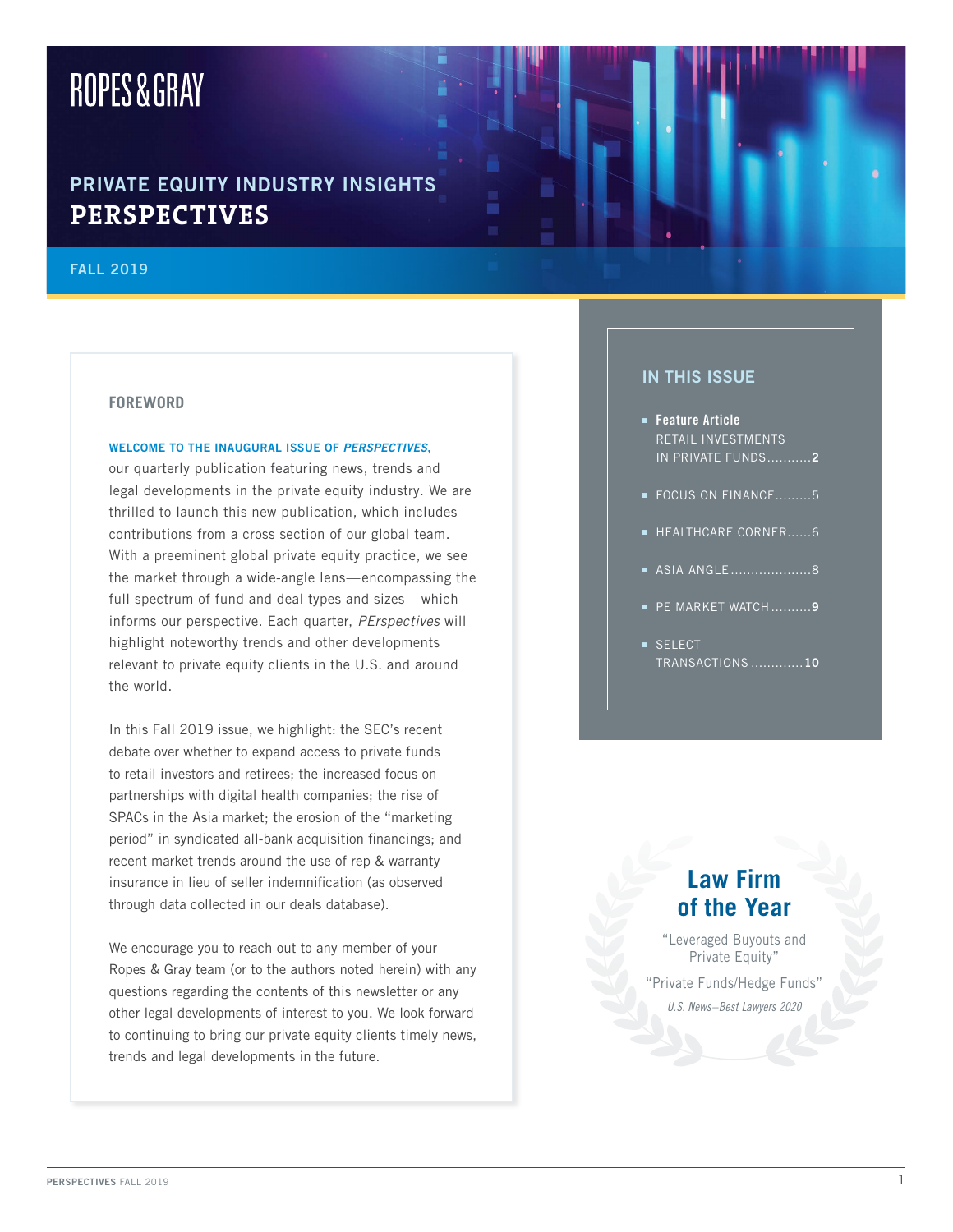ROPES & GRAY

## PRIVATE EQUITY INDUSTRY INSIGHTS
# PERSPECTIVES

FALL 2019

### FOREWORD

**WELCOME TO THE INAUGURAL ISSUE OF *PERSPECTIVES*,** our quarterly publication featuring news, trends and legal developments in the private equity industry. We are thrilled to launch this new publication, which includes contributions from a cross section of our global team. With a preeminent global private equity practice, we see the market through a wide-angle lens—encompassing the full spectrum of fund and deal types and sizes—which informs our perspective. Each quarter, *PErspectives* will highlight noteworthy trends and other developments relevant to private equity clients in the U.S. and around the world.

In this Fall 2019 issue, we highlight: the SEC's recent debate over whether to expand access to private funds to retail investors and retirees; the increased focus on partnerships with digital health companies; the rise of SPACs in the Asia market; the erosion of the "marketing period" in syndicated all-bank acquisition financings; and recent market trends around the use of rep & warranty insurance in lieu of seller indemnification (as observed through data collected in our deals database).

We encourage you to reach out to any member of your Ropes & Gray team (or to the authors noted herein) with any questions regarding the contents of this newsletter or any other legal developments of interest to you. We look forward to continuing to bring our private equity clients timely news, trends and legal developments in the future.

### IN THIS ISSUE

- **Feature Article** RETAIL INVESTMENTS IN PRIVATE FUNDS...........**2**
- FOCUS ON FINANCE.........5
- HEALTHCARE CORNER......6
- ASIA ANGLE....................8
- PE MARKET WATCH..........**9**
- SELECT TRANSACTIONS.............**10**

**Law Firm of the Year**

"Leveraged Buyouts and Private Equity"

"Private Funds/Hedge Funds"

*U.S. News–Best Lawyers 2020*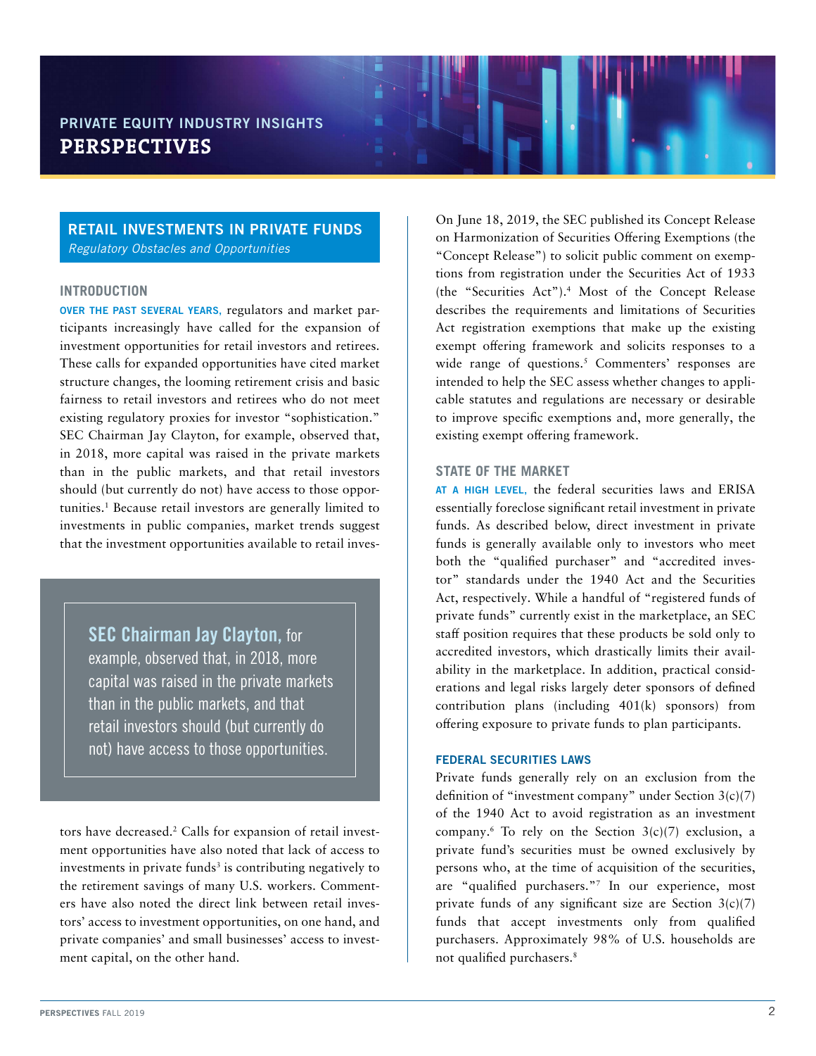# RETAIL INVESTMENTS IN PRIVATE FUNDS

*Regulatory Obstacles and Opportunities*

## INTRODUCTION

**OVER THE PAST SEVERAL YEARS,** regulators and market participants increasingly have called for the expansion of investment opportunities for retail investors and retirees. These calls for expanded opportunities have cited market structure changes, the looming retirement crisis and basic fairness to retail investors and retirees who do not meet existing regulatory proxies for investor "sophistication." SEC Chairman Jay Clayton, for example, observed that, in 2018, more capital was raised in the private markets than in the public markets, and that retail investors should (but currently do not) have access to those opportunities.[1] Because retail investors are generally limited to investments in public companies, market trends suggest that the investment opportunities available to retail investors have decreased.[2] Calls for expansion of retail investment opportunities have also noted that lack of access to investments in private funds[3] is contributing negatively to the retirement savings of many U.S. workers. Commenters have also noted the direct link between retail investors' access to investment opportunities, on one hand, and private companies' and small businesses' access to investment capital, on the other hand.

> **SEC Chairman Jay Clayton,** for example, observed that, in 2018, more capital was raised in the private markets than in the public markets, and that retail investors should (but currently do not) have access to those opportunities.

On June 18, 2019, the SEC published its Concept Release on Harmonization of Securities Offering Exemptions (the "Concept Release") to solicit public comment on exemptions from registration under the Securities Act of 1933 (the "Securities Act").[4] Most of the Concept Release describes the requirements and limitations of Securities Act registration exemptions that make up the existing exempt offering framework and solicits responses to a wide range of questions.[5] Commenters' responses are intended to help the SEC assess whether changes to applicable statutes and regulations are necessary or desirable to improve specific exemptions and, more generally, the existing exempt offering framework.

## STATE OF THE MARKET

**AT A HIGH LEVEL,** the federal securities laws and ERISA essentially foreclose significant retail investment in private funds. As described below, direct investment in private funds is generally available only to investors who meet both the "qualified purchaser" and "accredited investor" standards under the 1940 Act and the Securities Act, respectively. While a handful of "registered funds of private funds" currently exist in the marketplace, an SEC staff position requires that these products be sold only to accredited investors, which drastically limits their availability in the marketplace. In addition, practical considerations and legal risks largely deter sponsors of defined contribution plans (including 401(k) sponsors) from offering exposure to private funds to plan participants.

### FEDERAL SECURITIES LAWS

Private funds generally rely on an exclusion from the definition of "investment company" under Section 3(c)(7) of the 1940 Act to avoid registration as an investment company.[6] To rely on the Section 3(c)(7) exclusion, a private fund's securities must be owned exclusively by persons who, at the time of acquisition of the securities, are "qualified purchasers."[7] In our experience, most private funds of any significant size are Section 3(c)(7) funds that accept investments only from qualified purchasers. Approximately 98% of U.S. households are not qualified purchasers.[8]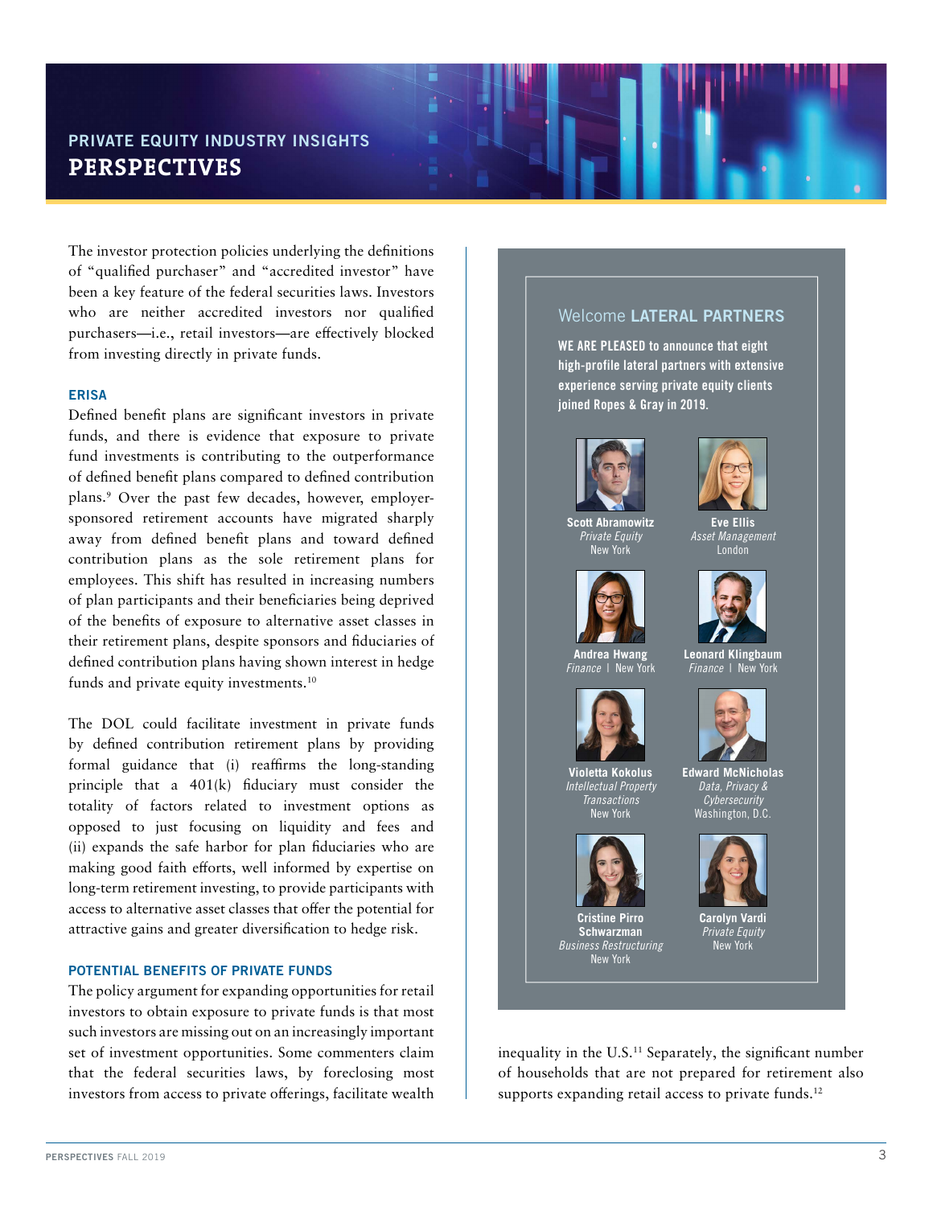The investor protection policies underlying the definitions of "qualified purchaser" and "accredited investor" have been a key feature of the federal securities laws. Investors who are neither accredited investors nor qualified purchasers—i.e., retail investors—are effectively blocked from investing directly in private funds.

### ERISA

Defined benefit plans are significant investors in private funds, and there is evidence that exposure to private fund investments is contributing to the outperformance of defined benefit plans compared to defined contribution plans.[9] Over the past few decades, however, employer-sponsored retirement accounts have migrated sharply away from defined benefit plans and toward defined contribution plans as the sole retirement plans for employees. This shift has resulted in increasing numbers of plan participants and their beneficiaries being deprived of the benefits of exposure to alternative asset classes in their retirement plans, despite sponsors and fiduciaries of defined contribution plans having shown interest in hedge funds and private equity investments.[10]

The DOL could facilitate investment in private funds by defined contribution retirement plans by providing formal guidance that (i) reaffirms the long-standing principle that a 401(k) fiduciary must consider the totality of factors related to investment options as opposed to just focusing on liquidity and fees and (ii) expands the safe harbor for plan fiduciaries who are making good faith efforts, well informed by expertise on long-term retirement investing, to provide participants with access to alternative asset classes that offer the potential for attractive gains and greater diversification to hedge risk.

### POTENTIAL BENEFITS OF PRIVATE FUNDS

The policy argument for expanding opportunities for retail investors to obtain exposure to private funds is that most such investors are missing out on an increasingly important set of investment opportunities. Some commenters claim that the federal securities laws, by foreclosing most investors from access to private offerings, facilitate wealth inequality in the U.S.[11] Separately, the significant number of households that are not prepared for retirement also supports expanding retail access to private funds.[12]

---

## Welcome LATERAL PARTNERS

**WE ARE PLEASED to announce that eight high-profile lateral partners with extensive experience serving private equity clients joined Ropes & Gray in 2019.**

**Scott Abramowitz**
*Private Equity*
New York

**Eve Ellis**
*Asset Management*
London

**Andrea Hwang**
*Finance* | New York

**Leonard Klingbaum**
*Finance* | New York

**Violetta Kokolus**
*Intellectual Property Transactions*
New York

**Edward McNicholas**
*Data, Privacy & Cybersecurity*
Washington, D.C.

**Cristine Pirro Schwarzman**
*Business Restructuring*
New York

**Carolyn Vardi**
*Private Equity*
New York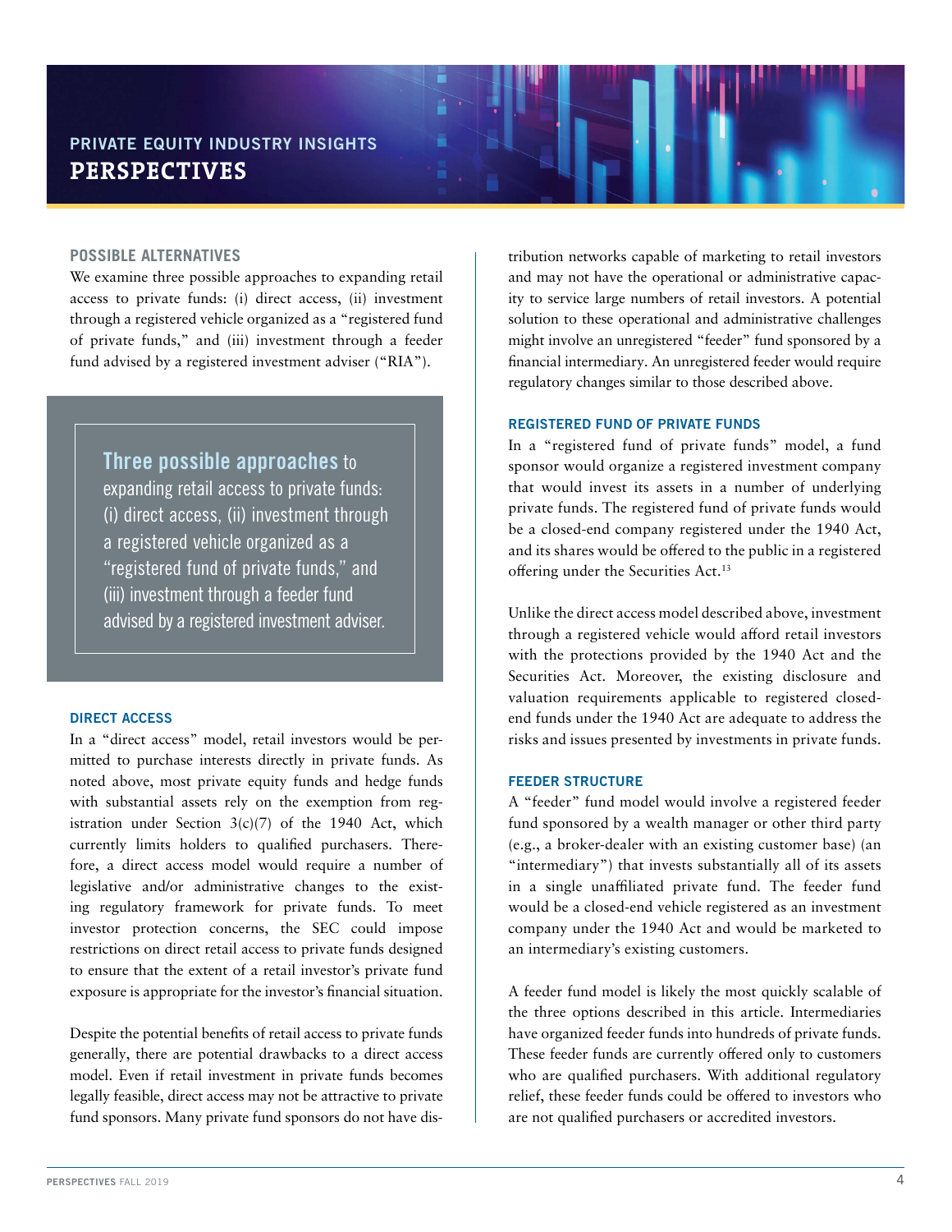## POSSIBLE ALTERNATIVES

We examine three possible approaches to expanding retail access to private funds: (i) direct access, (ii) investment through a registered vehicle organized as a "registered fund of private funds," and (iii) investment through a feeder fund advised by a registered investment adviser ("RIA").

> **Three possible approaches** to expanding retail access to private funds: (i) direct access, (ii) investment through a registered vehicle organized as a "registered fund of private funds," and (iii) investment through a feeder fund advised by a registered investment adviser.

### DIRECT ACCESS

In a "direct access" model, retail investors would be permitted to purchase interests directly in private funds. As noted above, most private equity funds and hedge funds with substantial assets rely on the exemption from registration under Section 3(c)(7) of the 1940 Act, which currently limits holders to qualified purchasers. Therefore, a direct access model would require a number of legislative and/or administrative changes to the existing regulatory framework for private funds. To meet investor protection concerns, the SEC could impose restrictions on direct retail access to private funds designed to ensure that the extent of a retail investor's private fund exposure is appropriate for the investor's financial situation.

Despite the potential benefits of retail access to private funds generally, there are potential drawbacks to a direct access model. Even if retail investment in private funds becomes legally feasible, direct access may not be attractive to private fund sponsors. Many private fund sponsors do not have distribution networks capable of marketing to retail investors and may not have the operational or administrative capacity to service large numbers of retail investors. A potential solution to these operational and administrative challenges might involve an unregistered "feeder" fund sponsored by a financial intermediary. An unregistered feeder would require regulatory changes similar to those described above.

### REGISTERED FUND OF PRIVATE FUNDS

In a "registered fund of private funds" model, a fund sponsor would organize a registered investment company that would invest its assets in a number of underlying private funds. The registered fund of private funds would be a closed-end company registered under the 1940 Act, and its shares would be offered to the public in a registered offering under the Securities Act.[13]

Unlike the direct access model described above, investment through a registered vehicle would afford retail investors with the protections provided by the 1940 Act and the Securities Act. Moreover, the existing disclosure and valuation requirements applicable to registered closed-end funds under the 1940 Act are adequate to address the risks and issues presented by investments in private funds.

### FEEDER STRUCTURE

A "feeder" fund model would involve a registered feeder fund sponsored by a wealth manager or other third party (e.g., a broker-dealer with an existing customer base) (an "intermediary") that invests substantially all of its assets in a single unaffiliated private fund. The feeder fund would be a closed-end vehicle registered as an investment company under the 1940 Act and would be marketed to an intermediary's existing customers.

A feeder fund model is likely the most quickly scalable of the three options described in this article. Intermediaries have organized feeder funds into hundreds of private funds. These feeder funds are currently offered only to customers who are qualified purchasers. With additional regulatory relief, these feeder funds could be offered to investors who are not qualified purchasers or accredited investors.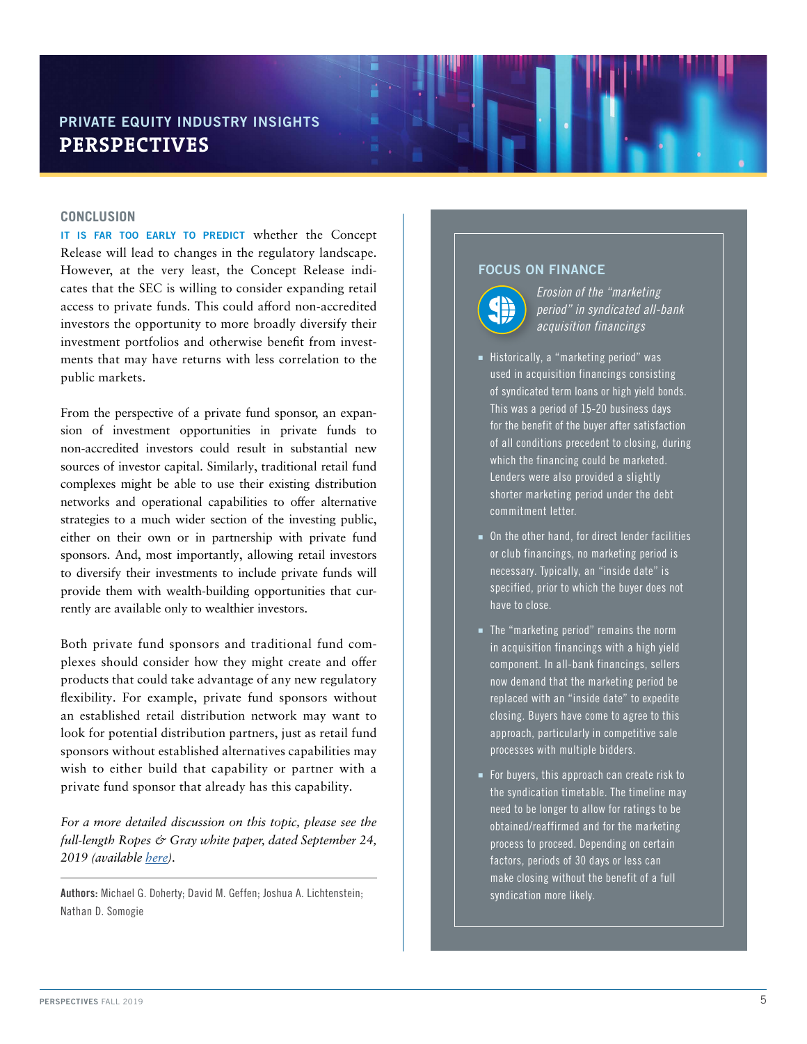## CONCLUSION

**IT IS FAR TOO EARLY TO PREDICT** whether the Concept Release will lead to changes in the regulatory landscape. However, at the very least, the Concept Release indicates that the SEC is willing to consider expanding retail access to private funds. This could afford non-accredited investors the opportunity to more broadly diversify their investment portfolios and otherwise benefit from investments that may have returns with less correlation to the public markets.

From the perspective of a private fund sponsor, an expansion of investment opportunities in private funds to non-accredited investors could result in substantial new sources of investor capital. Similarly, traditional retail fund complexes might be able to use their existing distribution networks and operational capabilities to offer alternative strategies to a much wider section of the investing public, either on their own or in partnership with private fund sponsors. And, most importantly, allowing retail investors to diversify their investments to include private funds will provide them with wealth-building opportunities that currently are available only to wealthier investors.

Both private fund sponsors and traditional fund complexes should consider how they might create and offer products that could take advantage of any new regulatory flexibility. For example, private fund sponsors without an established retail distribution network may want to look for potential distribution partners, just as retail fund sponsors without established alternatives capabilities may wish to either build that capability or partner with a private fund sponsor that already has this capability.

*For a more detailed discussion on this topic, please see the full-length Ropes & Gray white paper, dated September 24, 2019 (available [here](here)).*

**Authors:** Michael G. Doherty; David M. Geffen; Joshua A. Lichtenstein; Nathan D. Somogie

## FOCUS ON FINANCE

*Erosion of the "marketing period" in syndicated all-bank acquisition financings*

- Historically, a "marketing period" was used in acquisition financings consisting of syndicated term loans or high yield bonds. This was a period of 15-20 business days for the benefit of the buyer after satisfaction of all conditions precedent to closing, during which the financing could be marketed. Lenders were also provided a slightly shorter marketing period under the debt commitment letter.
- On the other hand, for direct lender facilities or club financings, no marketing period is necessary. Typically, an "inside date" is specified, prior to which the buyer does not have to close.
- The "marketing period" remains the norm in acquisition financings with a high yield component. In all-bank financings, sellers now demand that the marketing period be replaced with an "inside date" to expedite closing. Buyers have come to agree to this approach, particularly in competitive sale processes with multiple bidders.
- For buyers, this approach can create risk to the syndication timetable. The timeline may need to be longer to allow for ratings to be obtained/reaffirmed and for the marketing process to proceed. Depending on certain factors, periods of 30 days or less can make closing without the benefit of a full syndication more likely.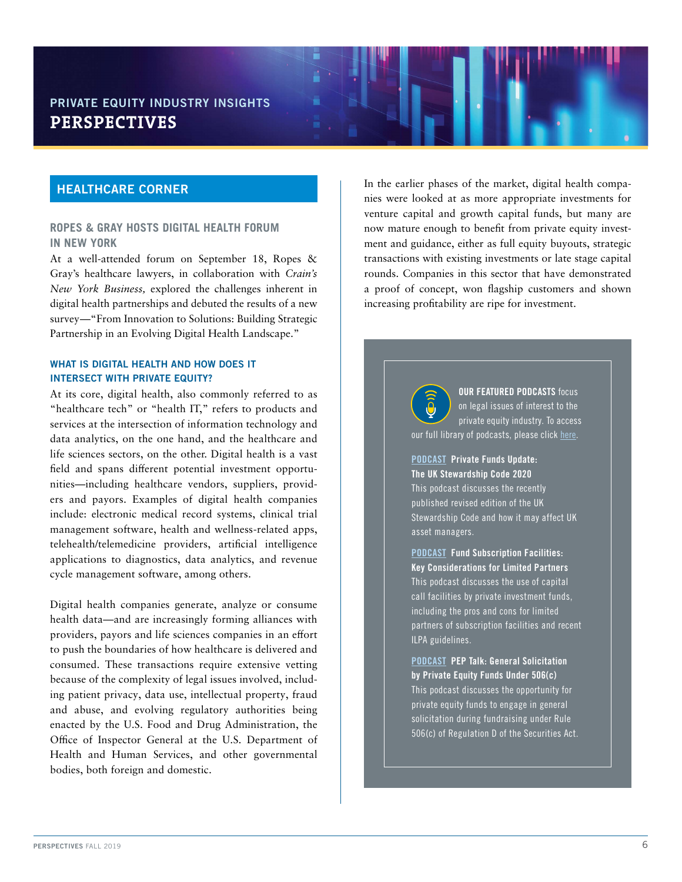PRIVATE EQUITY INDUSTRY INSIGHTS
# PERSPECTIVES

## HEALTHCARE CORNER

### ROPES & GRAY HOSTS DIGITAL HEALTH FORUM IN NEW YORK

At a well-attended forum on September 18, Ropes & Gray's healthcare lawyers, in collaboration with *Crain's New York Business,* explored the challenges inherent in digital health partnerships and debuted the results of a new survey—"From Innovation to Solutions: Building Strategic Partnership in an Evolving Digital Health Landscape."

#### WHAT IS DIGITAL HEALTH AND HOW DOES IT INTERSECT WITH PRIVATE EQUITY?

At its core, digital health, also commonly referred to as "healthcare tech" or "health IT," refers to products and services at the intersection of information technology and data analytics, on the one hand, and the healthcare and life sciences sectors, on the other. Digital health is a vast field and spans different potential investment opportunities—including healthcare vendors, suppliers, providers and payors. Examples of digital health companies include: electronic medical record systems, clinical trial management software, health and wellness-related apps, telehealth/telemedicine providers, artificial intelligence applications to diagnostics, data analytics, and revenue cycle management software, among others.

Digital health companies generate, analyze or consume health data—and are increasingly forming alliances with providers, payors and life sciences companies in an effort to push the boundaries of how healthcare is delivered and consumed. These transactions require extensive vetting because of the complexity of legal issues involved, including patient privacy, data use, intellectual property, fraud and abuse, and evolving regulatory authorities being enacted by the U.S. Food and Drug Administration, the Office of Inspector General at the U.S. Department of Health and Human Services, and other governmental bodies, both foreign and domestic.

In the earlier phases of the market, digital health companies were looked at as more appropriate investments for venture capital and growth capital funds, but many are now mature enough to benefit from private equity investment and guidance, either as full equity buyouts, strategic transactions with existing investments or late stage capital rounds. Companies in this sector that have demonstrated a proof of concept, won flagship customers and shown increasing profitability are ripe for investment.

**OUR FEATURED PODCASTS** focus on legal issues of interest to the private equity industry. To access our full library of podcasts, please click here.

**PODCAST Private Funds Update: The UK Stewardship Code 2020**
This podcast discusses the recently published revised edition of the UK Stewardship Code and how it may affect UK asset managers.

**PODCAST Fund Subscription Facilities: Key Considerations for Limited Partners**
This podcast discusses the use of capital call facilities by private investment funds, including the pros and cons for limited partners of subscription facilities and recent ILPA guidelines.

**PODCAST PEP Talk: General Solicitation by Private Equity Funds Under 506(c)**
This podcast discusses the opportunity for private equity funds to engage in general solicitation during fundraising under Rule 506(c) of Regulation D of the Securities Act.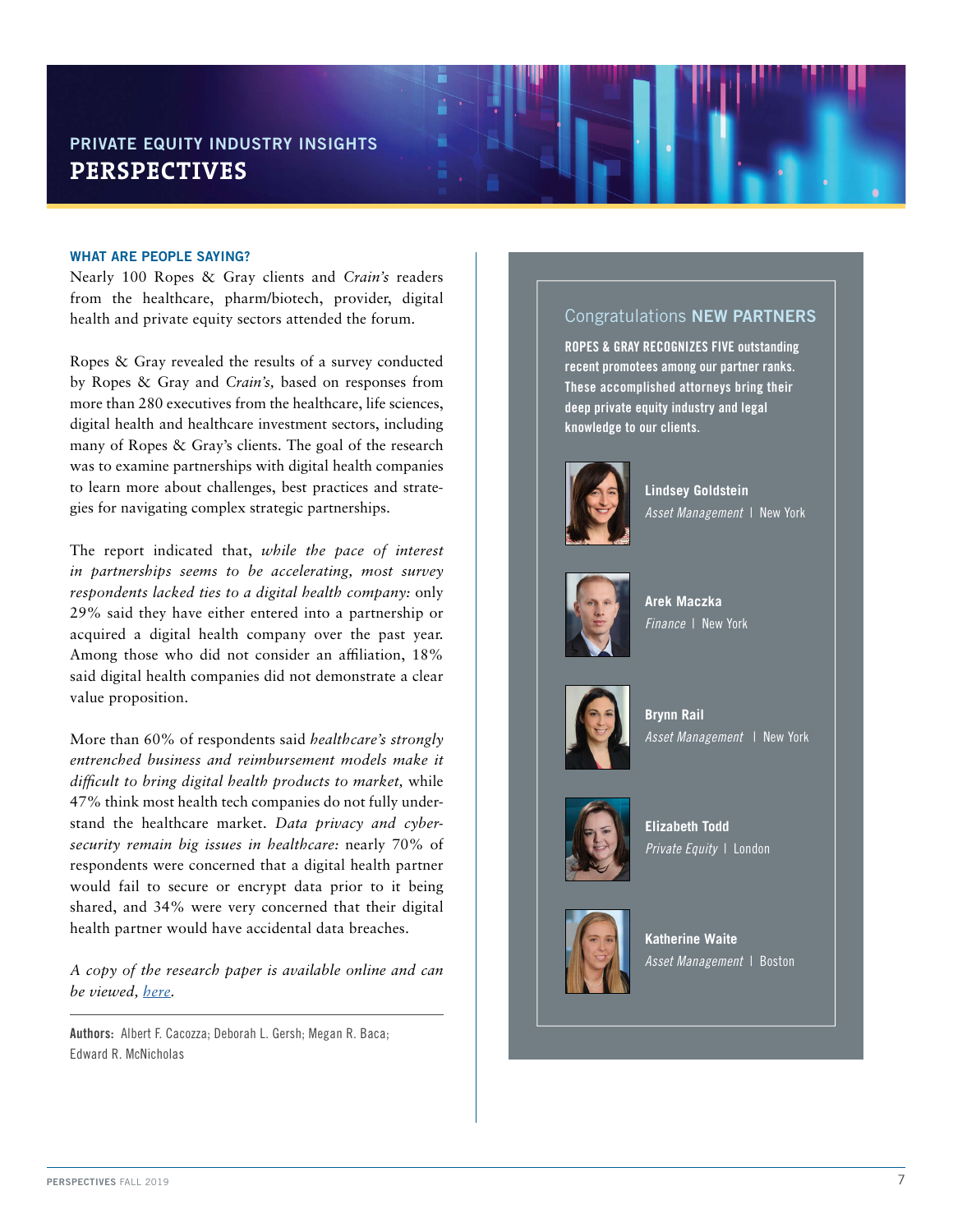## PRIVATE EQUITY INDUSTRY INSIGHTS
# PERSPECTIVES

### WHAT ARE PEOPLE SAYING?

Nearly 100 Ropes & Gray clients and *Crain's* readers from the healthcare, pharm/biotech, provider, digital health and private equity sectors attended the forum.

Ropes & Gray revealed the results of a survey conducted by Ropes & Gray and *Crain's,* based on responses from more than 280 executives from the healthcare, life sciences, digital health and healthcare investment sectors, including many of Ropes & Gray's clients. The goal of the research was to examine partnerships with digital health companies to learn more about challenges, best practices and strategies for navigating complex strategic partnerships.

The report indicated that, *while the pace of interest in partnerships seems to be accelerating, most survey respondents lacked ties to a digital health company:* only 29% said they have either entered into a partnership or acquired a digital health company over the past year. Among those who did not consider an affiliation, 18% said digital health companies did not demonstrate a clear value proposition.

More than 60% of respondents said *healthcare's strongly entrenched business and reimbursement models make it difficult to bring digital health products to market,* while 47% think most health tech companies do not fully understand the healthcare market. *Data privacy and cybersecurity remain big issues in healthcare:* nearly 70% of respondents were concerned that a digital health partner would fail to secure or encrypt data prior to it being shared, and 34% were very concerned that their digital health partner would have accidental data breaches.

*A copy of the research paper is available online and can be viewed, here.*

---

**Authors:** Albert F. Cacozza; Deborah L. Gersh; Megan R. Baca; Edward R. McNicholas

## Congratulations **NEW PARTNERS**

**ROPES & GRAY RECOGNIZES FIVE outstanding recent promotees among our partner ranks. These accomplished attorneys bring their deep private equity industry and legal knowledge to our clients.**

**Lindsey Goldstein**
*Asset Management* | New York

**Arek Maczka**
*Finance* | New York

**Brynn Rail**
*Asset Management* | New York

**Elizabeth Todd**
*Private Equity* | London

**Katherine Waite**
*Asset Management* | Boston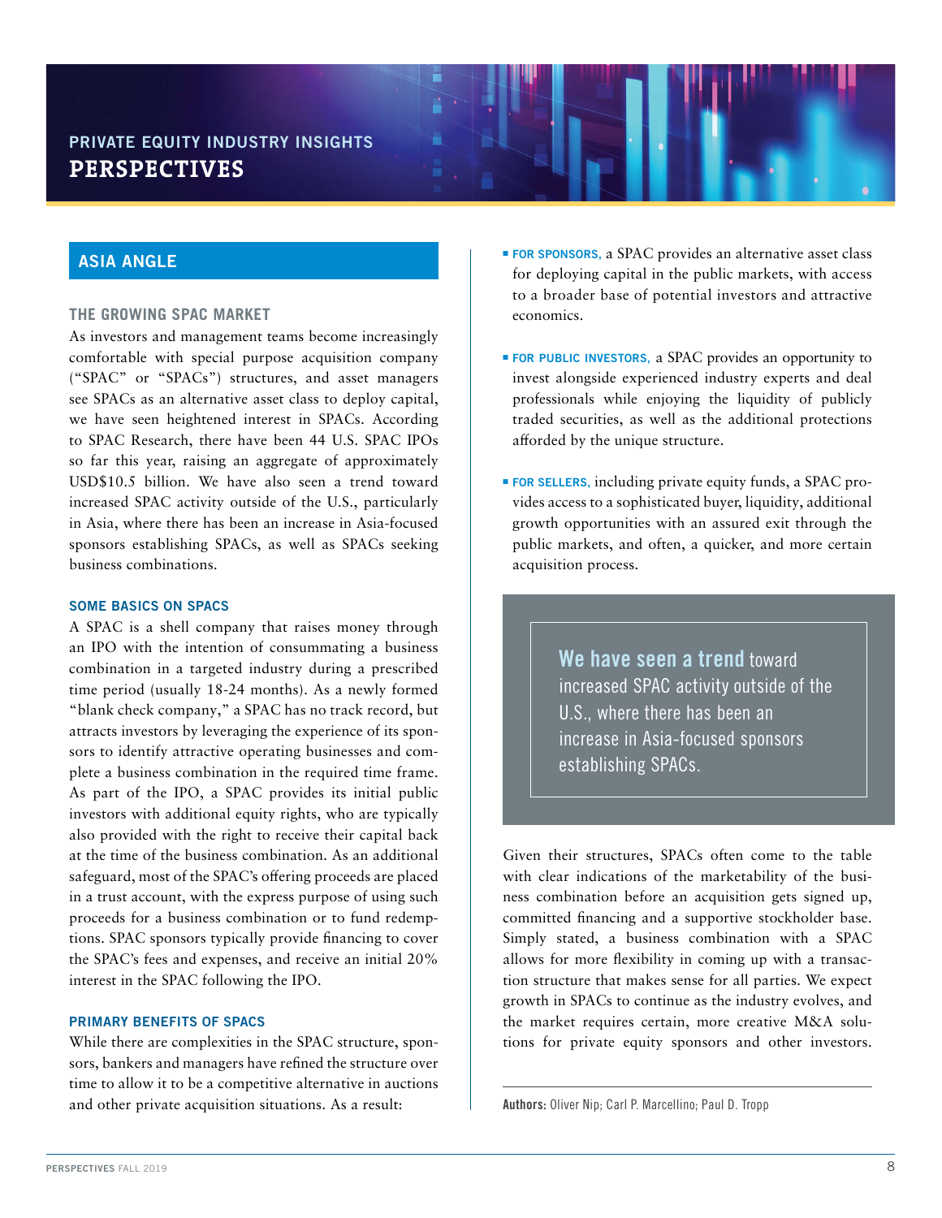## ASIA ANGLE

### THE GROWING SPAC MARKET

As investors and management teams become increasingly comfortable with special purpose acquisition company ("SPAC" or "SPACs") structures, and asset managers see SPACs as an alternative asset class to deploy capital, we have seen heightened interest in SPACs. According to SPAC Research, there have been 44 U.S. SPAC IPOs so far this year, raising an aggregate of approximately USD$10.5 billion. We have also seen a trend toward increased SPAC activity outside of the U.S., particularly in Asia, where there has been an increase in Asia-focused sponsors establishing SPACs, as well as SPACs seeking business combinations.

### SOME BASICS ON SPACS

A SPAC is a shell company that raises money through an IPO with the intention of consummating a business combination in a targeted industry during a prescribed time period (usually 18-24 months). As a newly formed "blank check company," a SPAC has no track record, but attracts investors by leveraging the experience of its sponsors to identify attractive operating businesses and complete a business combination in the required time frame. As part of the IPO, a SPAC provides its initial public investors with additional equity rights, who are typically also provided with the right to receive their capital back at the time of the business combination. As an additional safeguard, most of the SPAC's offering proceeds are placed in a trust account, with the express purpose of using such proceeds for a business combination or to fund redemptions. SPAC sponsors typically provide financing to cover the SPAC's fees and expenses, and receive an initial 20% interest in the SPAC following the IPO.

### PRIMARY BENEFITS OF SPACS

While there are complexities in the SPAC structure, sponsors, bankers and managers have refined the structure over time to allow it to be a competitive alternative in auctions and other private acquisition situations. As a result:

- **FOR SPONSORS,** a SPAC provides an alternative asset class for deploying capital in the public markets, with access to a broader base of potential investors and attractive economics.
- **FOR PUBLIC INVESTORS,** a SPAC provides an opportunity to invest alongside experienced industry experts and deal professionals while enjoying the liquidity of publicly traded securities, as well as the additional protections afforded by the unique structure.
- **FOR SELLERS,** including private equity funds, a SPAC provides access to a sophisticated buyer, liquidity, additional growth opportunities with an assured exit through the public markets, and often, a quicker, and more certain acquisition process.

> **We have seen a trend** toward increased SPAC activity outside of the U.S., where there has been an increase in Asia-focused sponsors establishing SPACs.

Given their structures, SPACs often come to the table with clear indications of the marketability of the business combination before an acquisition gets signed up, committed financing and a supportive stockholder base. Simply stated, a business combination with a SPAC allows for more flexibility in coming up with a transaction structure that makes sense for all parties. We expect growth in SPACs to continue as the industry evolves, and the market requires certain, more creative M&A solutions for private equity sponsors and other investors.

**Authors:** Oliver Nip; Carl P. Marcellino; Paul D. Tropp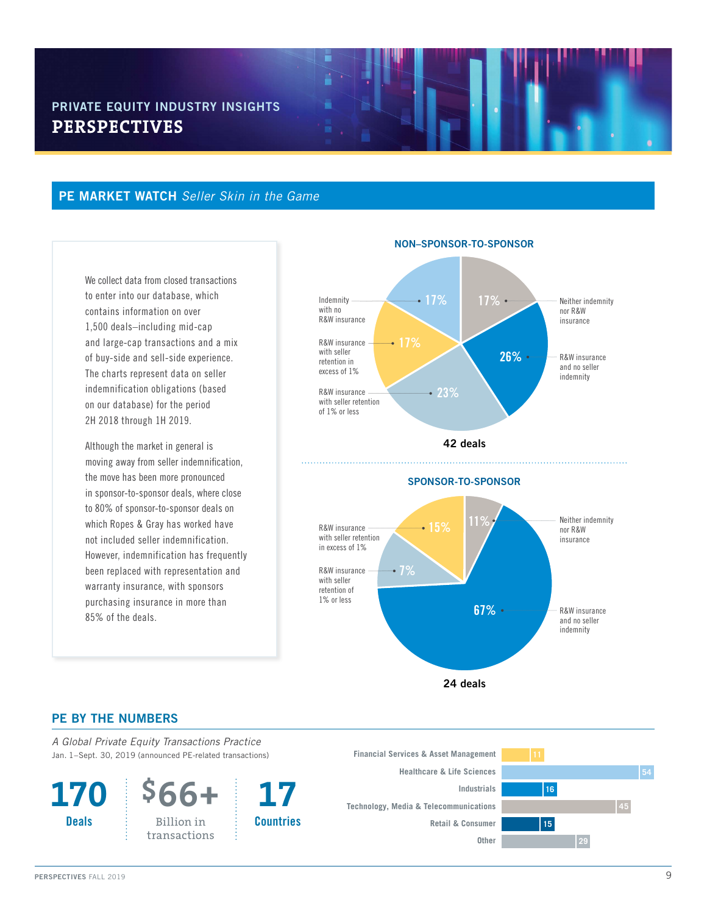## PRIVATE EQUITY INDUSTRY INSIGHTS
# PERSPECTIVES

## PE MARKET WATCH *Seller Skin in the Game*

We collect data from closed transactions to enter into our database, which contains information on over 1,500 deals–including mid-cap and large-cap transactions and a mix of buy-side and sell-side experience. The charts represent data on seller indemnification obligations (based on our database) for the period 2H 2018 through 1H 2019.

Although the market in general is moving away from seller indemnification, the move has been more pronounced in sponsor-to-sponsor deals, where close to 80% of sponsor-to-sponsor deals on which Ropes & Gray has worked have not included seller indemnification. However, indemnification has frequently been replaced with representation and warranty insurance, with sponsors purchasing insurance in more than 85% of the deals.

### NON–SPONSOR-TO-SPONSOR

| Category | Share |
| --- | --- |
| Indemnity with no R&W insurance | 17% |
| Neither indemnity nor R&W insurance | 17% |
| R&W insurance with seller retention in excess of 1% | 17% |
| R&W insurance and no seller indemnity | 26% |
| R&W insurance with seller retention of 1% or less | 23% |

**42 deals**

### SPONSOR-TO-SPONSOR

| Category | Share |
| --- | --- |
| R&W insurance with seller retention in excess of 1% | 15% |
| Neither indemnity nor R&W insurance | 11% |
| R&W insurance with seller retention of 1% or less | 7% |
| R&W insurance and no seller indemnity | 67% |

**24 deals**

## PE BY THE NUMBERS

*A Global Private Equity Transactions Practice*

Jan. 1–Sept. 30, 2019 (announced PE-related transactions)

**170** Deals

**$66+** Billion in transactions

**17** Countries

| Sector | Deals |
| --- | --- |
| Financial Services & Asset Management | 11 |
| Healthcare & Life Sciences | 54 |
| Industrials | 16 |
| Technology, Media & Telecommunications | 45 |
| Retail & Consumer | 15 |
| Other | 29 |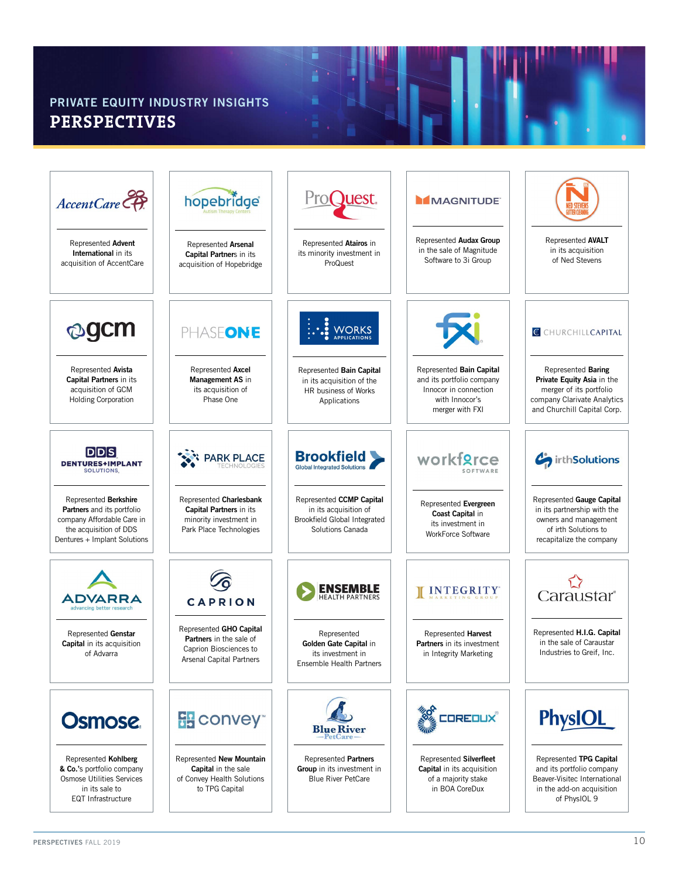PRIVATE EQUITY INDUSTRY INSIGHTS

# PERSPECTIVES

AccentCare

Represented **Advent International** in its acquisition of AccentCare

hopebridge

Represented **Arsenal Capital Partners** in its acquisition of Hopebridge

ProQuest

Represented **Atairos** in its minority investment in ProQuest

MAGNITUDE

Represented **Audax Group** in the sale of Magnitude Software to 3i Group

NED STEVENS GUTTER CLEANING

Represented **AVALT** in its acquisition of Ned Stevens

gcm

Represented **Avista Capital Partners** in its acquisition of GCM Holding Corporation

PHASEONE

Represented **Axcel Management AS** in its acquisition of Phase One

WORKS APPLICATIONS

Represented **Bain Capital** in its acquisition of the HR business of Works Applications

fxi

Represented **Bain Capital** and its portfolio company Innocor in connection with Innocor's merger with FXI

CHURCHILLCAPITAL

Represented **Baring Private Equity Asia** in the merger of its portfolio company Clarivate Analytics and Churchill Capital Corp.

DDS DENTURES+IMPLANT SOLUTIONS

Represented **Berkshire Partners** and its portfolio company Affordable Care in the acquisition of DDS Dentures + Implant Solutions

PARK PLACE TECHNOLOGIES

Represented **Charlesbank Capital Partners** in its minority investment in Park Place Technologies

Brookfield Global Integrated Solutions

Represented **CCMP Capital** in its acquisition of Brookfield Global Integrated Solutions Canada

workforce SOFTWARE

Represented **Evergreen Coast Capital** in its investment in WorkForce Software

irthSolutions

Represented **Gauge Capital** in its partnership with the owners and management of irth Solutions to recapitalize the company

ADVARRA advancing better research

Represented **Genstar Capital** in its acquisition of Advarra

CAPRION

Represented **GHO Capital Partners** in the sale of Caprion Biosciences to Arsenal Capital Partners

ENSEMBLE HEALTH PARTNERS

Represented **Golden Gate Capital** in its investment in Ensemble Health Partners

INTEGRITY MARKETING GROUP

Represented **Harvest Partners** in its investment in Integrity Marketing

Caraustar

Represented **H.I.G. Capital** in the sale of Caraustar Industries to Greif, Inc.

Osmose

Represented **Kohlberg & Co.**'s portfolio company Osmose Utilities Services in its sale to EQT Infrastructure

convey

Represented **New Mountain Capital** in the sale of Convey Health Solutions to TPG Capital

Blue River PetCare

Represented **Partners Group** in its investment in Blue River PetCare

COREDUX

Represented **Silverfleet Capital** in its acquisition of a majority stake in BOA CoreDux

PhysIOL

Represented **TPG Capital** and its portfolio company Beaver-Visitec International in the add-on acquisition of PhysIOL 9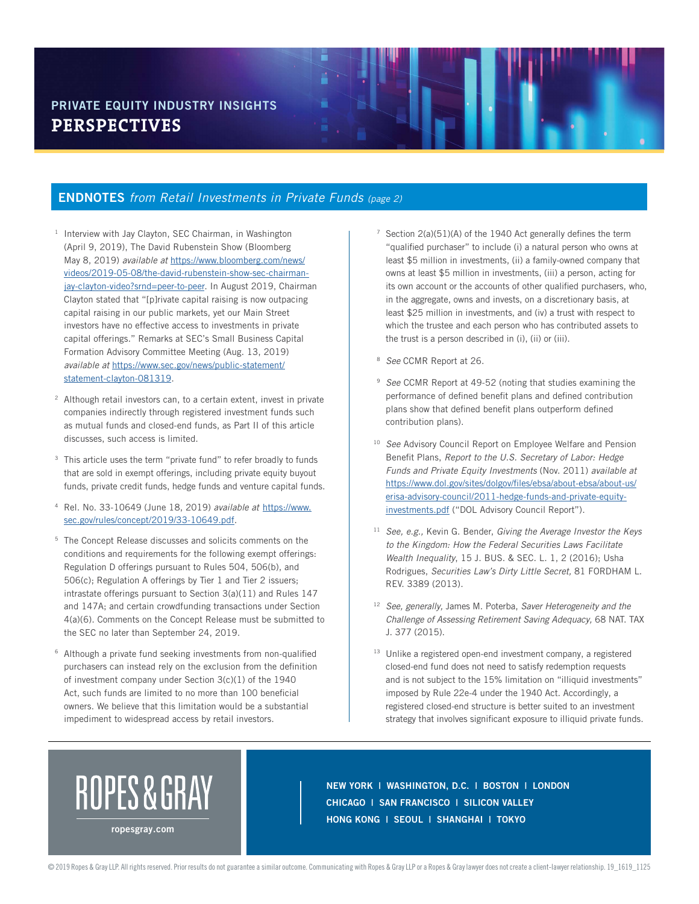## ENDNOTES *from Retail Investments in Private Funds (page 2)*

[1] Interview with Jay Clayton, SEC Chairman, in Washington (April 9, 2019), The David Rubenstein Show (Bloomberg May 8, 2019) *available at* https://www.bloomberg.com/news/videos/2019-05-08/the-david-rubenstein-show-sec-chairman-jay-clayton-video?srnd=peer-to-peer. In August 2019, Chairman Clayton stated that "[p]rivate capital raising is now outpacing capital raising in our public markets, yet our Main Street investors have no effective access to investments in private capital offerings." Remarks at SEC's Small Business Capital Formation Advisory Committee Meeting (Aug. 13, 2019) *available at* https://www.sec.gov/news/public-statement/statement-clayton-081319.

[2] Although retail investors can, to a certain extent, invest in private companies indirectly through registered investment funds such as mutual funds and closed-end funds, as Part II of this article discusses, such access is limited.

[3] This article uses the term "private fund" to refer broadly to funds that are sold in exempt offerings, including private equity buyout funds, private credit funds, hedge funds and venture capital funds.

[4] Rel. No. 33-10649 (June 18, 2019) *available at* https://www.sec.gov/rules/concept/2019/33-10649.pdf.

[5] The Concept Release discusses and solicits comments on the conditions and requirements for the following exempt offerings: Regulation D offerings pursuant to Rules 504, 506(b), and 506(c); Regulation A offerings by Tier 1 and Tier 2 issuers; intrastate offerings pursuant to Section 3(a)(11) and Rules 147 and 147A; and certain crowdfunding transactions under Section 4(a)(6). Comments on the Concept Release must be submitted to the SEC no later than September 24, 2019.

[6] Although a private fund seeking investments from non-qualified purchasers can instead rely on the exclusion from the definition of investment company under Section 3(c)(1) of the 1940 Act, such funds are limited to no more than 100 beneficial owners. We believe that this limitation would be a substantial impediment to widespread access by retail investors.

[7] Section 2(a)(51)(A) of the 1940 Act generally defines the term "qualified purchaser" to include (i) a natural person who owns at least $5 million in investments, (ii) a family-owned company that owns at least $5 million in investments, (iii) a person, acting for its own account or the accounts of other qualified purchasers, who, in the aggregate, owns and invests, on a discretionary basis, at least $25 million in investments, and (iv) a trust with respect to which the trustee and each person who has contributed assets to the trust is a person described in (i), (ii) or (iii).

[8] *See* CCMR Report at 26.

[9] *See* CCMR Report at 49-52 (noting that studies examining the performance of defined benefit plans and defined contribution plans show that defined benefit plans outperform defined contribution plans).

[10] *See* Advisory Council Report on Employee Welfare and Pension Benefit Plans, *Report to the U.S. Secretary of Labor: Hedge Funds and Private Equity Investments* (Nov. 2011) *available at* https://www.dol.gov/sites/dolgov/files/ebsa/about-ebsa/about-us/erisa-advisory-council/2011-hedge-funds-and-private-equity-investments.pdf ("DOL Advisory Council Report").

[11] *See, e.g.,* Kevin G. Bender, *Giving the Average Investor the Keys to the Kingdom: How the Federal Securities Laws Facilitate Wealth Inequality*, 15 J. BUS. & SEC. L. 1, 2 (2016); Usha Rodrigues, *Securities Law's Dirty Little Secret,* 81 FORDHAM L. REV. 3389 (2013).

[12] *See, generally,* James M. Poterba, *Saver Heterogeneity and the Challenge of Assessing Retirement Saving Adequacy,* 68 NAT. TAX J. 377 (2015).

[13] Unlike a registered open-end investment company, a registered closed-end fund does not need to satisfy redemption requests and is not subject to the 15% limitation on "illiquid investments" imposed by Rule 22e-4 under the 1940 Act. Accordingly, a registered closed-end structure is better suited to an investment strategy that involves significant exposure to illiquid private funds.

ROPES & GRAY

ropesgray.com

NEW YORK | WASHINGTON, D.C. | BOSTON | LONDON
CHICAGO | SAN FRANCISCO | SILICON VALLEY
HONG KONG | SEOUL | SHANGHAI | TOKYO

© 2019 Ropes & Gray LLP. All rights reserved. Prior results do not guarantee a similar outcome. Communicating with Ropes & Gray LLP or a Ropes & Gray lawyer does not create a client-lawyer relationship. 19_1619_1125